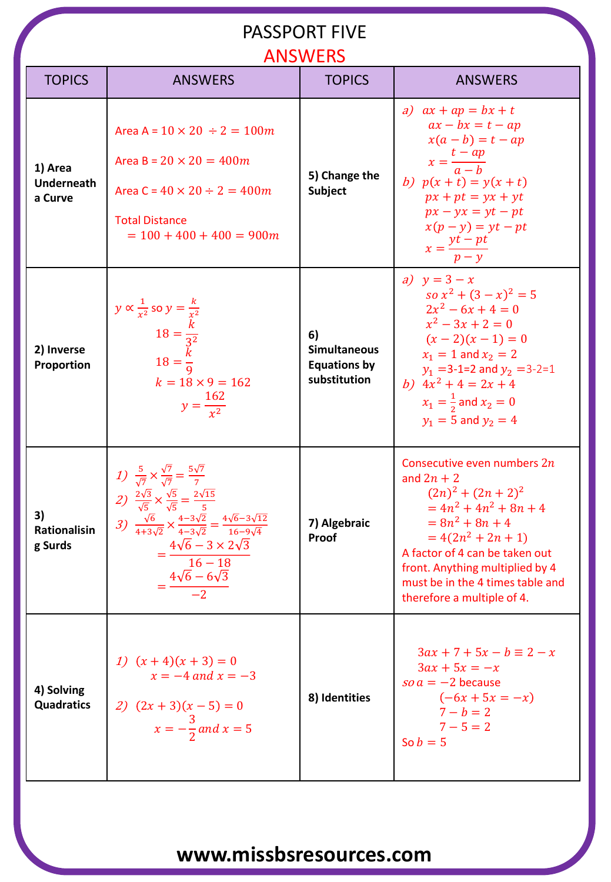# PASSPORT FIVE

## ANSWERS

| TOPICS | ANSWERS | TOPICS | ANSWERS |
|---|---|---|---|
| **1) Area Underneath a Curve** | Area A = $10 \times 20 \div 2 = 100m$<br><br>Area B = $20 \times 20 = 400m$<br><br>Area C = $40 \times 20 \div 2 = 400m$<br><br>Total Distance<br>$= 100 + 400 + 400 = 900m$ | **5) Change the Subject** | *a)* $ax + ap = bx + t$<br>$ax - bx = t - ap$<br>$x(a - b) = t - ap$<br>$x = \frac{t - ap}{a - b}$<br>*b)* $p(x + t) = y(x + t)$<br>$px + pt = yx + yt$<br>$px - yx = yt - pt$<br>$x(p - y) = yt - pt$<br>$x = \frac{yt - pt}{p - y}$ |
| **2) Inverse Proportion** | $y \propto \frac{1}{x^2}$ so $y = \frac{k}{x^2}$<br>$18 = \frac{k}{3^2}$<br>$18 = \frac{k}{9}$<br>$k = 18 \times 9 = 162$<br>$y = \frac{162}{x^2}$ | **6) Simultaneous Equations by substitution** | *a)* $y = 3 - x$<br>$so\ x^2 + (3 - x)^2 = 5$<br>$2x^2 - 6x + 4 = 0$<br>$x^2 - 3x + 2 = 0$<br>$(x - 2)(x - 1) = 0$<br>$x_1 = 1$ and $x_2 = 2$<br>$y_1$ =3-1=2 and $y_2$ =3-2=1<br>*b)* $4x^2 + 4 = 2x + 4$<br>$x_1 = \frac{1}{2}$ and $x_2 = 0$<br>$y_1 = 5$ and $y_2 = 4$ |
| **3) Rationalising Surds** | *1)* $\frac{5}{\sqrt{7}} \times \frac{\sqrt{7}}{\sqrt{7}} = \frac{5\sqrt{7}}{7}$<br>*2)* $\frac{2\sqrt{3}}{\sqrt{5}} \times \frac{\sqrt{5}}{\sqrt{5}} = \frac{2\sqrt{15}}{5}$<br>*3)* $\frac{\sqrt{6}}{4+3\sqrt{2}} \times \frac{4-3\sqrt{2}}{4-3\sqrt{2}} = \frac{4\sqrt{6}-3\sqrt{12}}{16-9\sqrt{4}}$<br>$= \frac{4\sqrt{6} - 3 \times 2\sqrt{3}}{16 - 18}$<br>$= \frac{4\sqrt{6} - 6\sqrt{3}}{-2}$ | **7) Algebraic Proof** | Consecutive even numbers $2n$ and $2n + 2$<br>$(2n)^2 + (2n + 2)^2$<br>$= 4n^2 + 4n^2 + 8n + 4$<br>$= 8n^2 + 8n + 4$<br>$= 4(2n^2 + 2n + 1)$<br>A factor of 4 can be taken out front. Anything multiplied by 4 must be in the 4 times table and therefore a multiple of 4. |
| **4) Solving Quadratics** | *1)* $(x + 4)(x + 3) = 0$<br>$x = -4\ and\ x = -3$<br><br>*2)* $(2x + 3)(x - 5) = 0$<br>$x = -\frac{3}{2}\ and\ x = 5$ | **8) Identities** | $3ax + 7 + 5x - b \equiv 2 - x$<br>$3ax + 5x = -x$<br>$so\ a = -2$ because<br>$(-6x + 5x = -x)$<br>$7 - b = 2$<br>$7 - 5 = 2$<br>So $b = 5$ |

**www.missbsresources.com**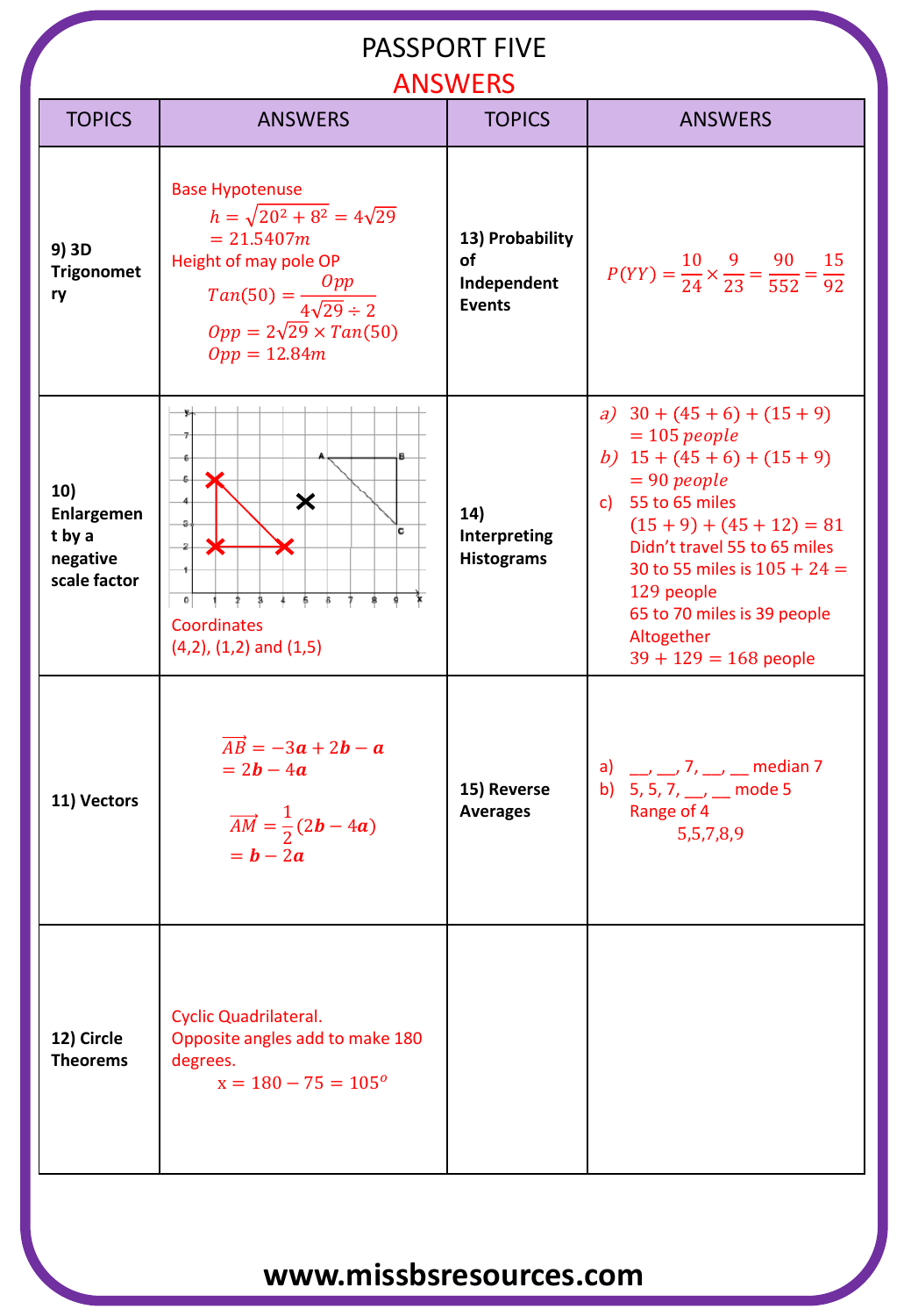# PASSPORT FIVE

## ANSWERS

| TOPICS | ANSWERS | TOPICS | ANSWERS |
|---|---|---|---|
| **9) 3D Trigonometry** | Base Hypotenuse<br>$h = \sqrt{20^2 + 8^2} = 4\sqrt{29}$<br>$= 21.5407m$<br>Height of may pole OP<br>$Tan(50) = \frac{Opp}{4\sqrt{29} \div 2}$<br>$Opp = 2\sqrt{29} \times Tan(50)$<br>$Opp = 12.84m$ | **13) Probability of Independent Events** | $P(YY) = \frac{10}{24} \times \frac{9}{23} = \frac{90}{552} = \frac{15}{92}$ |
| **10) Enlargement by a negative scale factor** | Coordinates<br>(4,2), (1,2) and (1,5) | **14) Interpreting Histograms** | a) $30 + (45 + 6) + (15 + 9)$<br>$= 105\ people$<br>b) $15 + (45 + 6) + (15 + 9)$<br>$= 90\ people$<br>c) 55 to 65 miles<br>$(15 + 9) + (45 + 12) = 81$<br>Didn't travel 55 to 65 miles<br>30 to 55 miles is $105 + 24 =$ 129 people<br>65 to 70 miles is 39 people<br>Altogether<br>$39 + 129 = 168$ people |
| **11) Vectors** | $\overrightarrow{AB} = -3\boldsymbol{a} + 2\boldsymbol{b} - \boldsymbol{a}$<br>$= 2\boldsymbol{b} - 4\boldsymbol{a}$<br><br>$\overrightarrow{AM} = \frac{1}{2}(2\boldsymbol{b} - 4\boldsymbol{a})$<br>$= \boldsymbol{b} - 2\boldsymbol{a}$ | **15) Reverse Averages** | a) \_\_, \_\_, 7, \_\_, \_\_ median 7<br>b) 5, 5, 7, \_\_, \_\_ mode 5<br>Range of 4<br>5,5,7,8,9 |
| **12) Circle Theorems** | Cyclic Quadrilateral.<br>Opposite angles add to make 180 degrees.<br>$x = 180 - 75 = 105^o$ | | |

www.missbsresources.com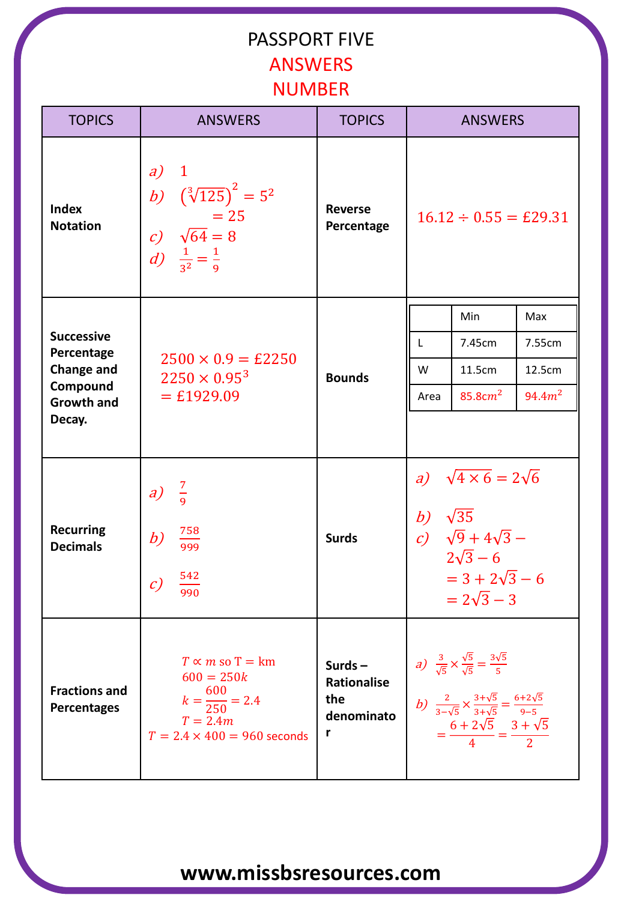# PASSPORT FIVE

## ANSWERS

## NUMBER

| TOPICS | ANSWERS | TOPICS | ANSWERS |
|---|---|---|---|
| **Index Notation** | a) $1$<br>b) $(\sqrt[3]{125})^2 = 5^2 = 25$<br>c) $\sqrt{64} = 8$<br>d) $\frac{1}{3^2} = \frac{1}{9}$ | **Reverse Percentage** | $16.12 \div 0.55 = £29.31$ |
| **Successive Percentage Change and Compound Growth and Decay.** | $2500 \times 0.9 = £2250$<br>$2250 \times 0.95^3 = £1929.09$ | **Bounds** | (see table below) |
| **Recurring Decimals** | a) $\frac{7}{9}$<br>b) $\frac{758}{999}$<br>c) $\frac{542}{990}$ | **Surds** | a) $\sqrt{4 \times 6} = 2\sqrt{6}$<br>b) $\sqrt{35}$<br>c) $\sqrt{9} + 4\sqrt{3} - 2\sqrt{3} - 6 = 3 + 2\sqrt{3} - 6 = 2\sqrt{3} - 3$ |
| **Fractions and Percentages** | $T \propto m$ so $T = km$<br>$600 = 250k$<br>$k = \frac{600}{250} = 2.4$<br>$T = 2.4m$<br>$T = 2.4 \times 400 = 960$ seconds | **Surds – Rationalise the denominator** | a) $\frac{3}{\sqrt{5}} \times \frac{\sqrt{5}}{\sqrt{5}} = \frac{3\sqrt{5}}{5}$<br>b) $\frac{2}{3-\sqrt{5}} \times \frac{3+\sqrt{5}}{3+\sqrt{5}} = \frac{6+2\sqrt{5}}{9-5} = \frac{6+2\sqrt{5}}{4} = \frac{3+\sqrt{5}}{2}$ |

**Bounds:**

| | Min | Max |
|---|---|---|
| L | 7.45cm | 7.55cm |
| W | 11.5cm | 12.5cm |
| Area | $85.8cm^2$ | $94.4m^2$ |

www.missbsresources.com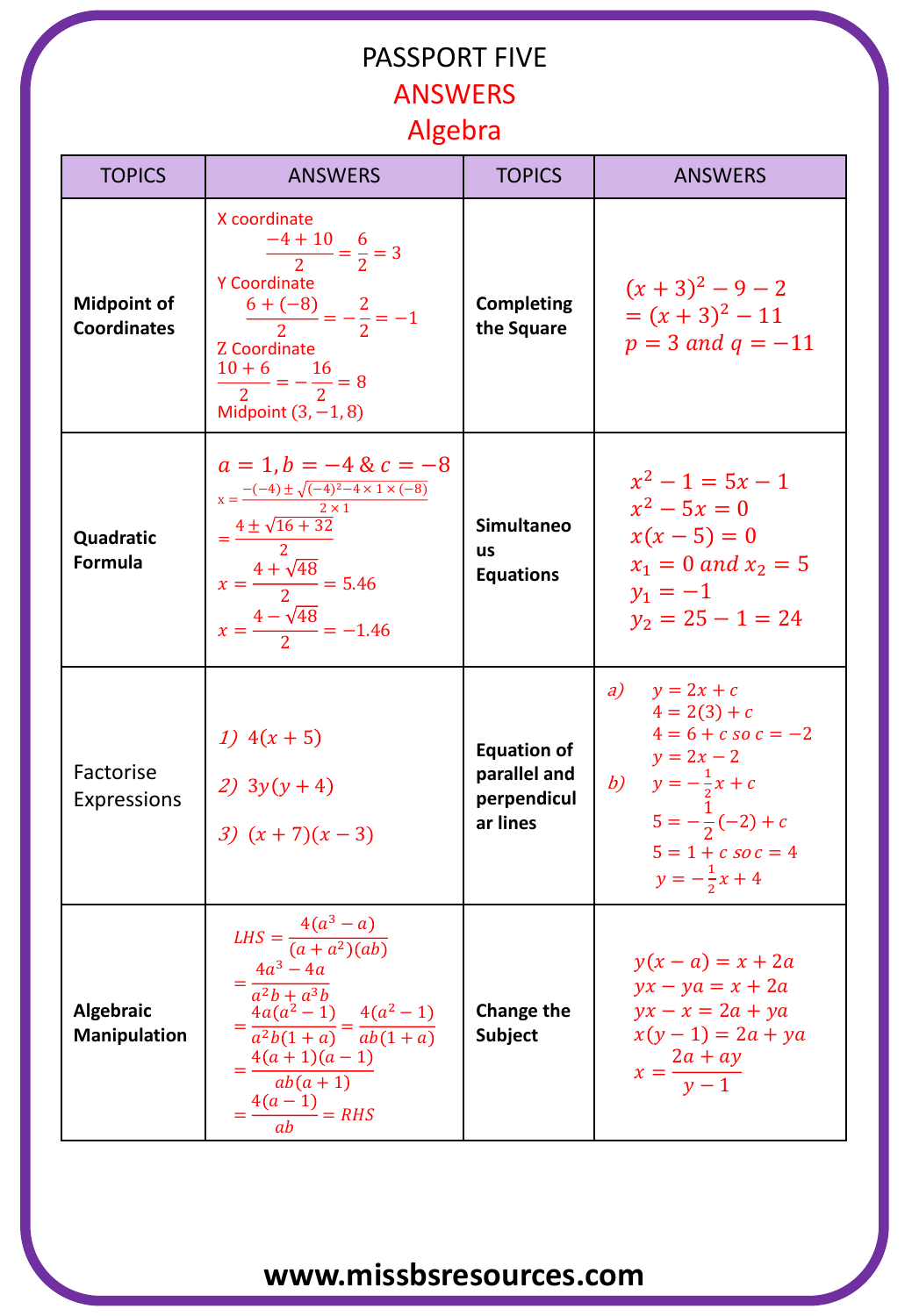# PASSPORT FIVE

## ANSWERS

## Algebra

| TOPICS | ANSWERS | TOPICS | ANSWERS |
|---|---|---|---|
| **Midpoint of Coordinates** | X coordinate $\frac{-4+10}{2}=\frac{6}{2}=3$ <br> Y Coordinate $\frac{6+(-8)}{2}=-\frac{2}{2}=-1$ <br> Z Coordinate $\frac{10+6}{2}=-\frac{16}{2}=8$ <br> Midpoint $(3,-1,8)$ | **Completing the Square** | $(x+3)^2-9-2$ <br> $=(x+3)^2-11$ <br> $p=3$ and $q=-11$ |
| **Quadratic Formula** | $a=1, b=-4\ \&\ c=-8$ <br> $x=\frac{-(-4)\pm\sqrt{(-4)^2-4\times1\times(-8)}}{2\times1}$ <br> $=\frac{4\pm\sqrt{16+32}}{2}$ <br> $x=\frac{4+\sqrt{48}}{2}=5.46$ <br> $x=\frac{4-\sqrt{48}}{2}=-1.46$ | **Simultaneous Equations** | $x^2-1=5x-1$ <br> $x^2-5x=0$ <br> $x(x-5)=0$ <br> $x_1=0$ and $x_2=5$ <br> $y_1=-1$ <br> $y_2=25-1=24$ |
| Factorise Expressions | *1)* $4(x+5)$ <br> *2)* $3y(y+4)$ <br> *3)* $(x+7)(x-3)$ | **Equation of parallel and perpendicular lines** | *a)* $y=2x+c$ <br> $4=2(3)+c$ <br> $4=6+c$ so $c=-2$ <br> $y=2x-2$ <br> *b)* $y=-\frac{1}{2}x+c$ <br> $5=-\frac{1}{2}(-2)+c$ <br> $5=1+c$ so $c=4$ <br> $y=-\frac{1}{2}x+4$ |
| **Algebraic Manipulation** | $LHS=\frac{4(a^3-a)}{(a+a^2)(ab)}$ <br> $=\frac{4a^3-4a}{a^2b+a^3b}$ <br> $=\frac{4a(a^2-1)}{a^2b(1+a)}=\frac{4(a^2-1)}{ab(1+a)}$ <br> $=\frac{4(a+1)(a-1)}{ab(a+1)}$ <br> $=\frac{4(a-1)}{ab}=RHS$ | **Change the Subject** | $y(x-a)=x+2a$ <br> $yx-ya=x+2a$ <br> $yx-x=2a+ya$ <br> $x(y-1)=2a+ya$ <br> $x=\frac{2a+ay}{y-1}$ |

**www.missbsresources.com**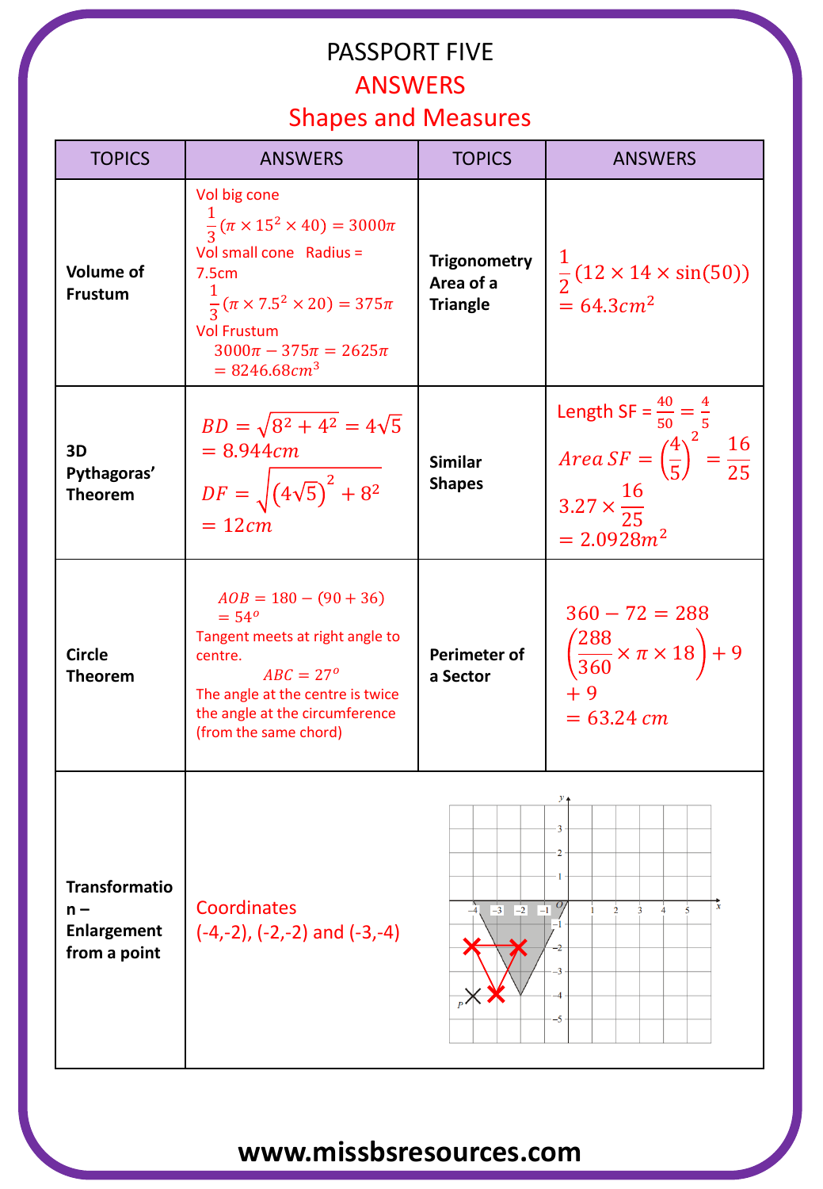# PASSPORT FIVE

## ANSWERS

## Shapes and Measures

| TOPICS | ANSWERS | TOPICS | ANSWERS |
|---|---|---|---|
| **Volume of Frustum** | Vol big cone $\frac{1}{3}(\pi \times 15^2 \times 40) = 3000\pi$ Vol small cone Radius = 7.5cm $\frac{1}{3}(\pi \times 7.5^2 \times 20) = 375\pi$ Vol Frustum $3000\pi - 375\pi = 2625\pi = 8246.68cm^3$ | **Trigonometry Area of a Triangle** | $\frac{1}{2}(12 \times 14 \times \sin(50)) = 64.3cm^2$ |
| **3D Pythagoras' Theorem** | $BD = \sqrt{8^2 + 4^2} = 4\sqrt{5} = 8.944cm$ $DF = \sqrt{(4\sqrt{5})^2 + 8^2} = 12cm$ | **Similar Shapes** | Length SF = $\frac{40}{50} = \frac{4}{5}$ $Area\ SF = \left(\frac{4}{5}\right)^2 = \frac{16}{25}$ $3.27 \times \frac{16}{25} = 2.0928m^2$ |
| **Circle Theorem** | $AOB = 180 - (90 + 36) = 54^o$ Tangent meets at right angle to centre. $ABC = 27^o$ The angle at the centre is twice the angle at the circumference (from the same chord) | **Perimeter of a Sector** | $360 - 72 = 288$ $\left(\frac{288}{360} \times \pi \times 18\right) + 9 + 9 = 63.24\ cm$ |
| **Transformation – Enlargement from a point** | Coordinates (-4,-2), (-2,-2) and (-3,-4) | | |

**www.missbsresources.com**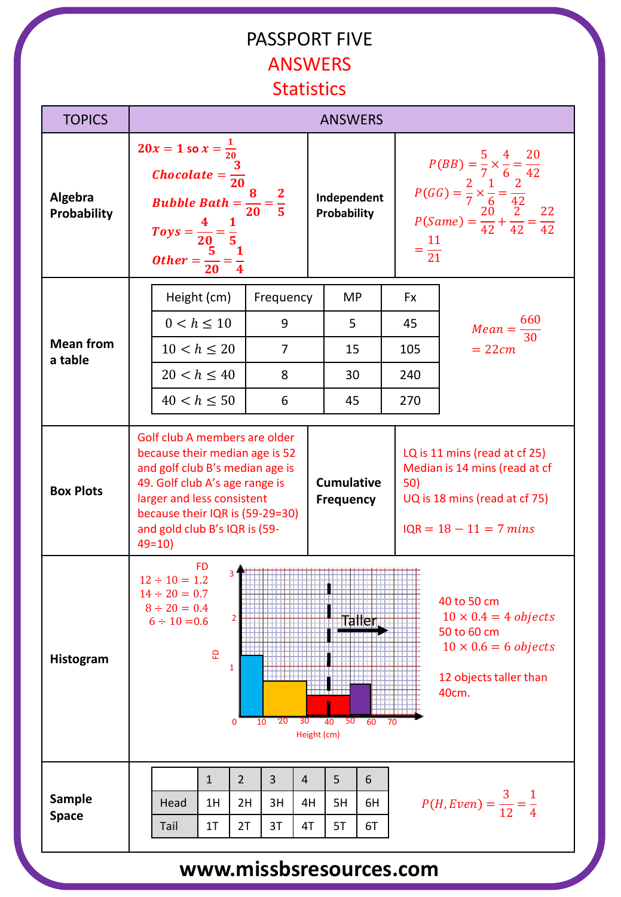# PASSPORT FIVE

## ANSWERS

## Statistics

| TOPICS | ANSWERS |
|---|---|

**Algebra Probability**

$20x = 1$ so $x = \frac{1}{20}$

$Chocolate = \frac{3}{20}$

$Bubble\ Bath = \frac{8}{20} = \frac{2}{5}$

$Toys = \frac{4}{20} = \frac{1}{5}$

$Other = \frac{5}{20} = \frac{1}{4}$

**Independent Probability**

$P(BB) = \frac{5}{7} \times \frac{4}{6} = \frac{20}{42}$

$P(GG) = \frac{2}{7} \times \frac{1}{6} = \frac{2}{42}$

$P(Same) = \frac{20}{42} + \frac{2}{42} = \frac{22}{42}$

$= \frac{11}{21}$

**Mean from a table**

| Height (cm) | Frequency | MP | Fx |
|---|---|---|---|
| $0 < h \leq 10$ | 9 | 5 | 45 |
| $10 < h \leq 20$ | 7 | 15 | 105 |
| $20 < h \leq 40$ | 8 | 30 | 240 |
| $40 < h \leq 50$ | 6 | 45 | 270 |

$Mean = \frac{660}{30}$

$= 22cm$

**Box Plots**

Golf club A members are older because their median age is 52 and golf club B's median age is 49. Golf club A's age range is larger and less consistent because their IQR is (59-29=30) and gold club B's IQR is (59-49=10)

**Cumulative Frequency**

LQ is 11 mins (read at cf 25)
Median is 14 mins (read at cf 50)
UQ is 18 mins (read at cf 75)

$IQR = 18 - 11 = 7\ mins$

**Histogram**

FD
$12 \div 10 = 1.2$
$14 \div 20 = 0.7$
$8 \div 20 = 0.4$
$6 \div 10 = 0.6$

FD
3
2
1
0
10 20 30 40 50 60 70
Height (cm)
Taller

40 to 50 cm
$10 \times 0.4 = 4\ objects$
50 to 60 cm
$10 \times 0.6 = 6\ objects$

12 objects taller than 40cm.

**Sample Space**

| | 1 | 2 | 3 | 4 | 5 | 6 |
|---|---|---|---|---|---|---|
| Head | 1H | 2H | 3H | 4H | 5H | 6H |
| Tail | 1T | 2T | 3T | 4T | 5T | 6T |

$P(H, Even) = \frac{3}{12} = \frac{1}{4}$

**www.missbsresources.com**